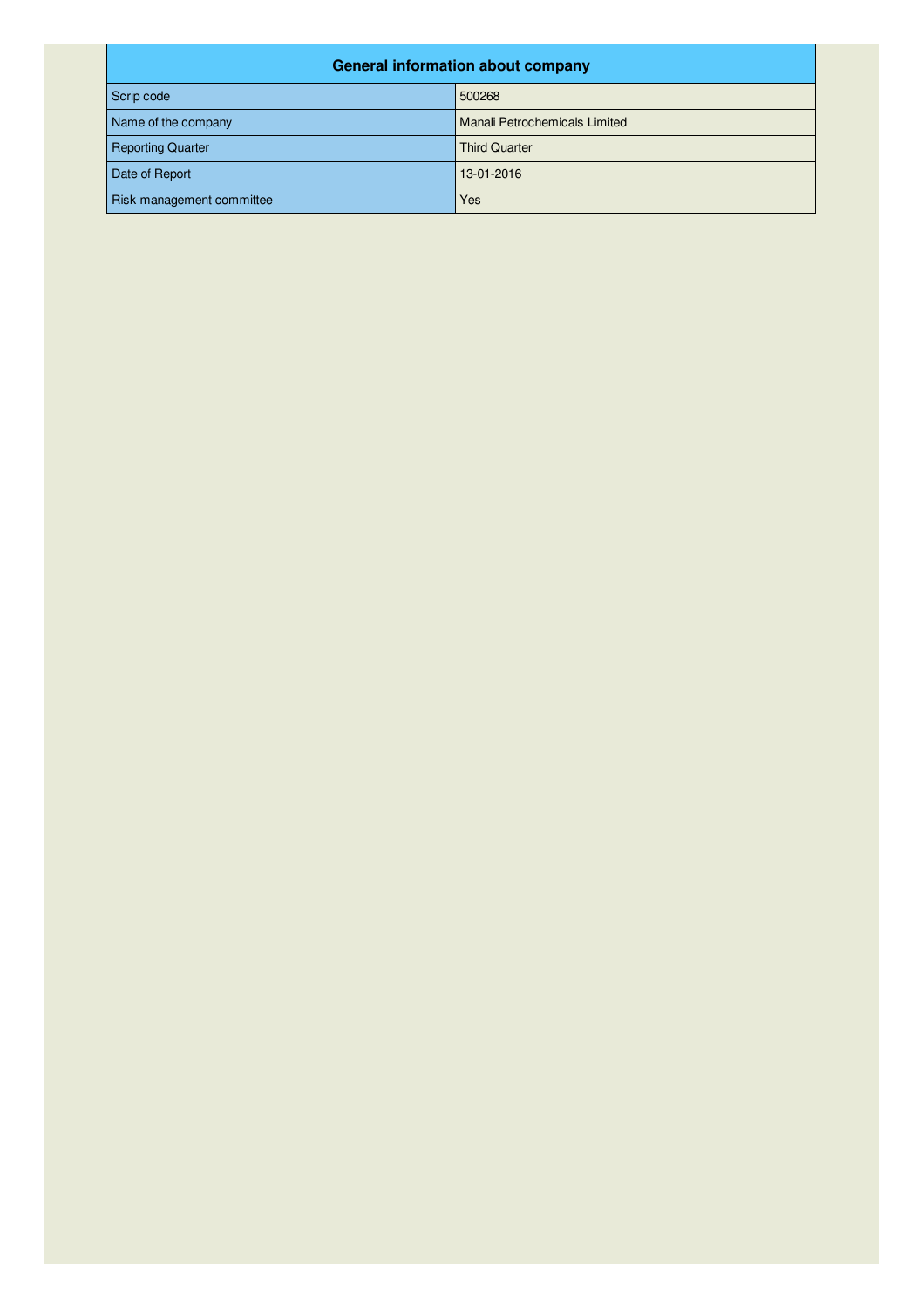| General information about company | |
|---|---|
| Scrip code | 500268 |
| Name of the company | Manali Petrochemicals Limited |
| Reporting Quarter | Third Quarter |
| Date of Report | 13-01-2016 |
| Risk management committee | Yes |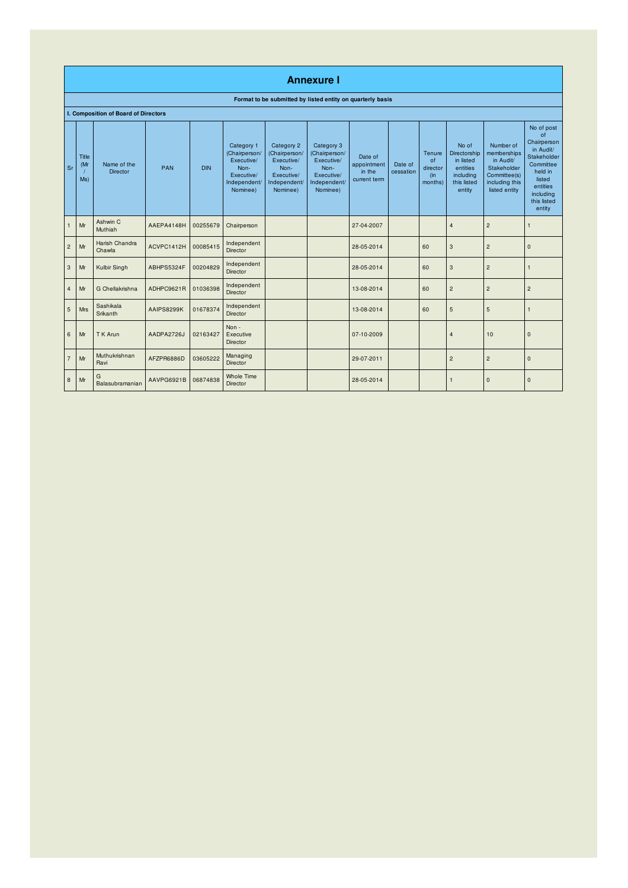# Annexure I

**Format to be submitted by listed entity on quarterly basis**

**I. Composition of Board of Directors**

| Sr | Title (Mr / Ms) | Name of the Director | PAN | DIN | Category 1 (Chairperson/ Executive/ Non-Executive/ Independent/ Nominee) | Category 2 (Chairperson/ Executive/ Non-Executive/ Independent/ Nominee) | Category 3 (Chairperson/ Executive/ Non-Executive/ Independent/ Nominee) | Date of appointment in the current term | Date of cessation | Tenure of director (in months) | No of Directorship in listed entities including this listed entity | Number of memberships in Audit/ Stakeholder Committee(s) including this listed entity | No of post of Chairperson in Audit/ Stakeholder Committee held in listed entities including this listed entity |
|---|---|---|---|---|---|---|---|---|---|---|---|---|---|
| 1 | Mr | Ashwin C Muthiah | AAEPA4148H | 00255679 | Chairperson | | | 27-04-2007 | | | 4 | 2 | 1 |
| 2 | Mr | Harish Chandra Chawla | ACVPC1412H | 00085415 | Independent Director | | | 28-05-2014 | | 60 | 3 | 2 | 0 |
| 3 | Mr | Kulbir Singh | ABHPS5324F | 00204829 | Independent Director | | | 28-05-2014 | | 60 | 3 | 2 | 1 |
| 4 | Mr | G Chellakrishna | ADHPC9621R | 01036398 | Independent Director | | | 13-08-2014 | | 60 | 2 | 2 | 2 |
| 5 | Mrs | Sashikala Srikanth | AAIPS8299K | 01678374 | Independent Director | | | 13-08-2014 | | 60 | 5 | 5 | 1 |
| 6 | Mr | T K Arun | AADPA2726J | 02163427 | Non - Executive Director | | | 07-10-2009 | | | 4 | 10 | 0 |
| 7 | Mr | Muthukrishnan Ravi | AFZPR6886D | 03605222 | Managing Director | | | 29-07-2011 | | | 2 | 2 | 0 |
| 8 | Mr | G Balasubramanian | AAVPG6921B | 06874838 | Whole Time Director | | | 28-05-2014 | | | 1 | 0 | 0 |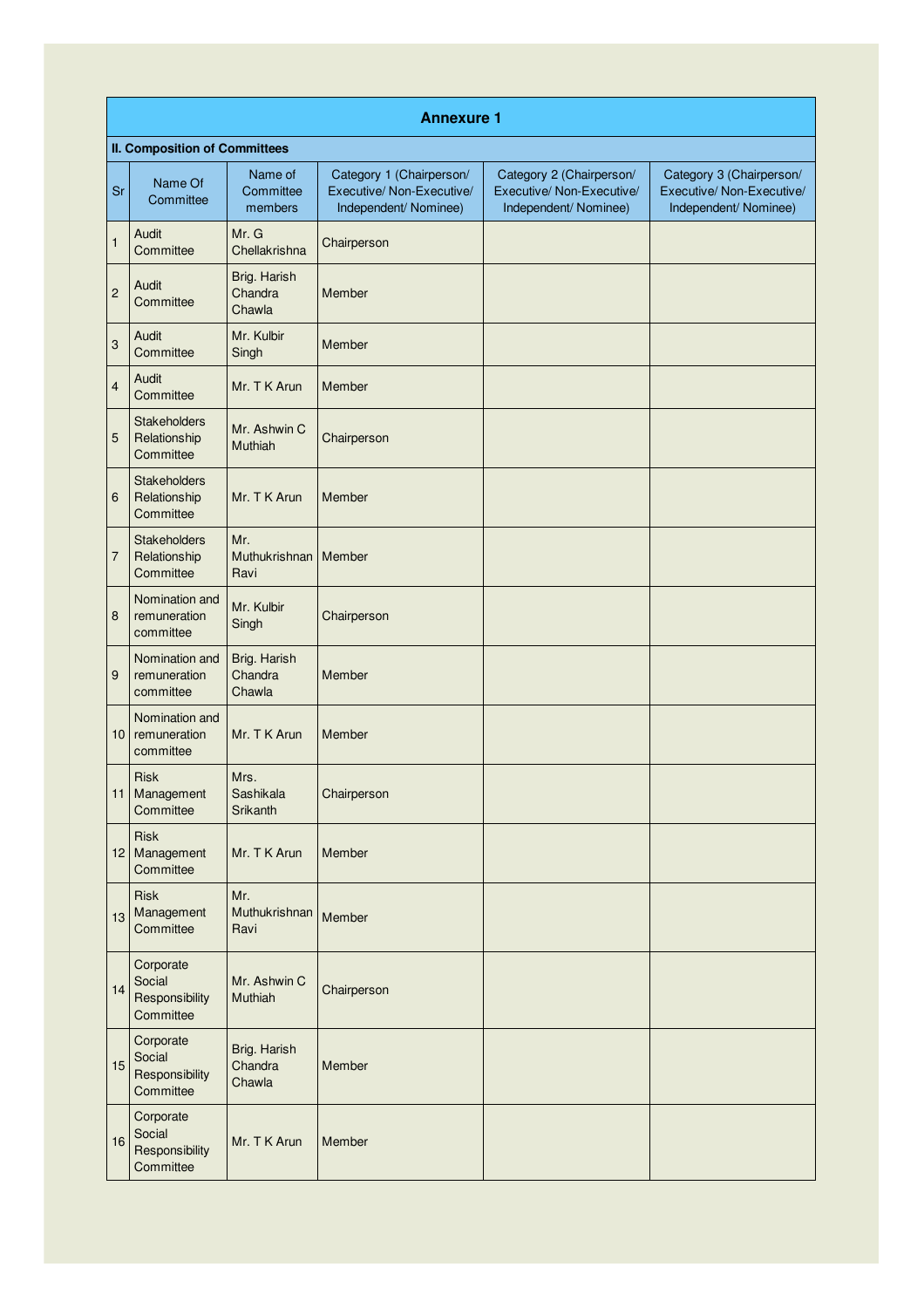## Annexure 1

**II. Composition of Committees**

| Sr | Name Of Committee | Name of Committee members | Category 1 (Chairperson/ Executive/ Non-Executive/ Independent/ Nominee) | Category 2 (Chairperson/ Executive/ Non-Executive/ Independent/ Nominee) | Category 3 (Chairperson/ Executive/ Non-Executive/ Independent/ Nominee) |
|---|---|---|---|---|---|
| 1 | Audit Committee | Mr. G Chellakrishna | Chairperson | | |
| 2 | Audit Committee | Brig. Harish Chandra Chawla | Member | | |
| 3 | Audit Committee | Mr. Kulbir Singh | Member | | |
| 4 | Audit Committee | Mr. T K Arun | Member | | |
| 5 | Stakeholders Relationship Committee | Mr. Ashwin C Muthiah | Chairperson | | |
| 6 | Stakeholders Relationship Committee | Mr. T K Arun | Member | | |
| 7 | Stakeholders Relationship Committee | Mr. Muthukrishnan Ravi | Member | | |
| 8 | Nomination and remuneration committee | Mr. Kulbir Singh | Chairperson | | |
| 9 | Nomination and remuneration committee | Brig. Harish Chandra Chawla | Member | | |
| 10 | Nomination and remuneration committee | Mr. T K Arun | Member | | |
| 11 | Risk Management Committee | Mrs. Sashikala Srikanth | Chairperson | | |
| 12 | Risk Management Committee | Mr. T K Arun | Member | | |
| 13 | Risk Management Committee | Mr. Muthukrishnan Ravi | Member | | |
| 14 | Corporate Social Responsibility Committee | Mr. Ashwin C Muthiah | Chairperson | | |
| 15 | Corporate Social Responsibility Committee | Brig. Harish Chandra Chawla | Member | | |
| 16 | Corporate Social Responsibility Committee | Mr. T K Arun | Member | | |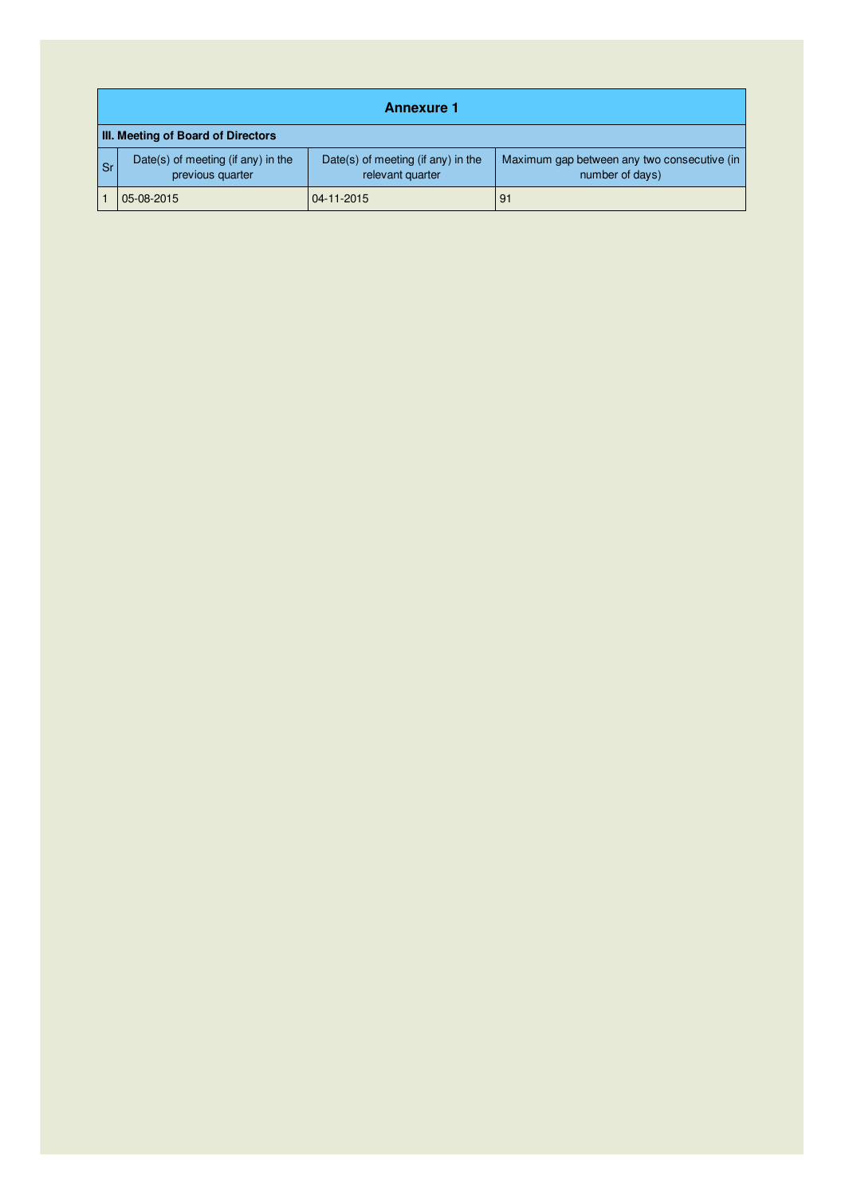# Annexure 1

## III. Meeting of Board of Directors

| Sr | Date(s) of meeting (if any) in the previous quarter | Date(s) of meeting (if any) in the relevant quarter | Maximum gap between any two consecutive (in number of days) |
|---|---|---|---|
| 1 | 05-08-2015 | 04-11-2015 | 91 |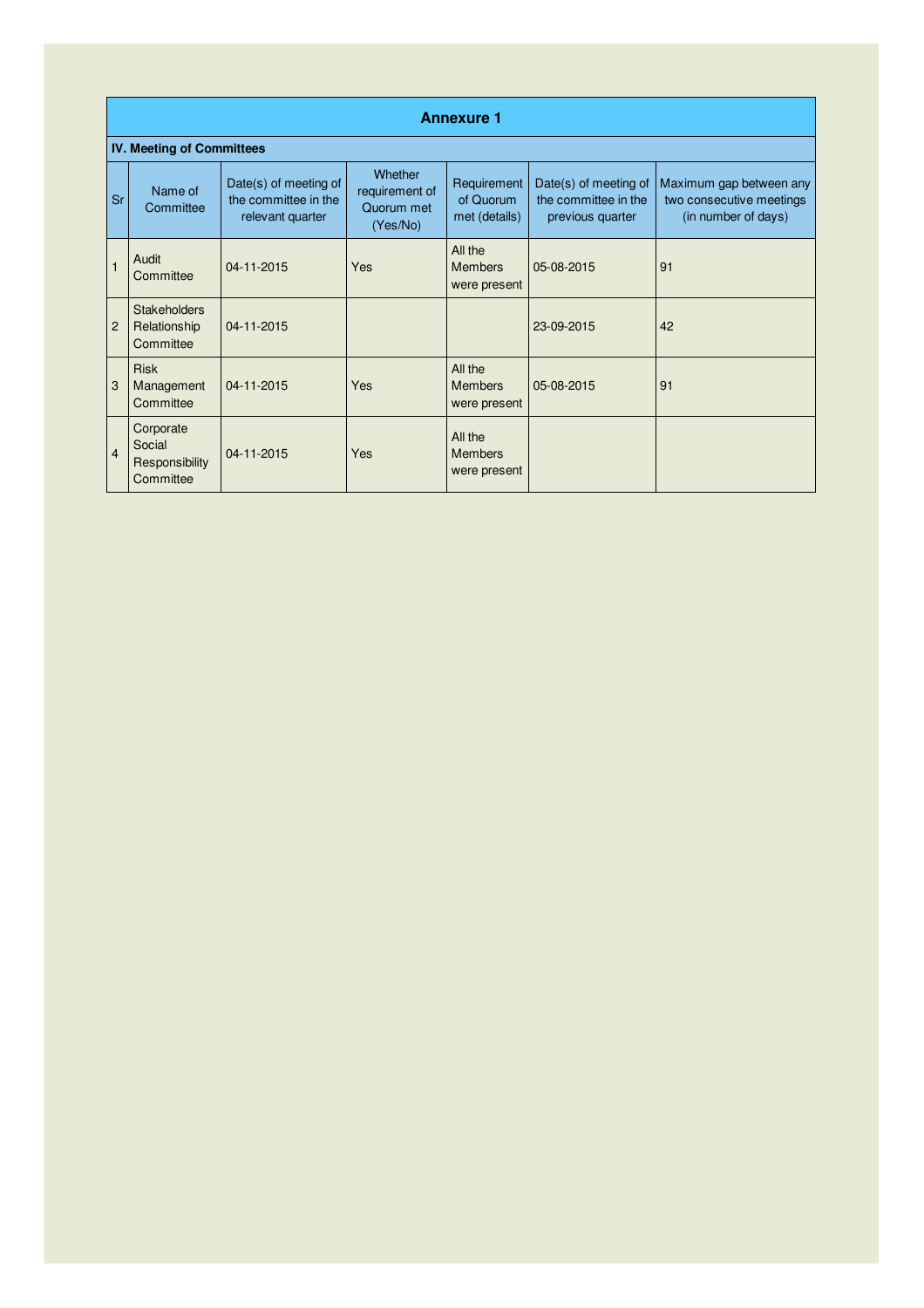## Annexure 1

### IV. Meeting of Committees

| Sr | Name of Committee | Date(s) of meeting of the committee in the relevant quarter | Whether requirement of Quorum met (Yes/No) | Requirement of Quorum met (details) | Date(s) of meeting of the committee in the previous quarter | Maximum gap between any two consecutive meetings (in number of days) |
|---|---|---|---|---|---|---|
| 1 | Audit Committee | 04-11-2015 | Yes | All the Members were present | 05-08-2015 | 91 |
| 2 | Stakeholders Relationship Committee | 04-11-2015 | | | 23-09-2015 | 42 |
| 3 | Risk Management Committee | 04-11-2015 | Yes | All the Members were present | 05-08-2015 | 91 |
| 4 | Corporate Social Responsibility Committee | 04-11-2015 | Yes | All the Members were present | | |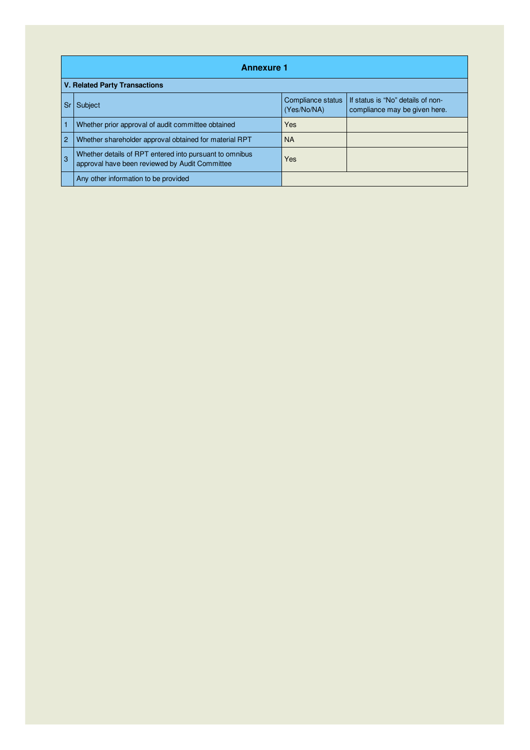## Annexure 1

### V. Related Party Transactions

| Sr | Subject | Compliance status (Yes/No/NA) | If status is “No” details of non-compliance may be given here. |
|---|---|---|---|
| 1 | Whether prior approval of audit committee obtained | Yes | |
| 2 | Whether shareholder approval obtained for material RPT | NA | |
| 3 | Whether details of RPT entered into pursuant to omnibus approval have been reviewed by Audit Committee | Yes | |
| | Any other information to be provided | | |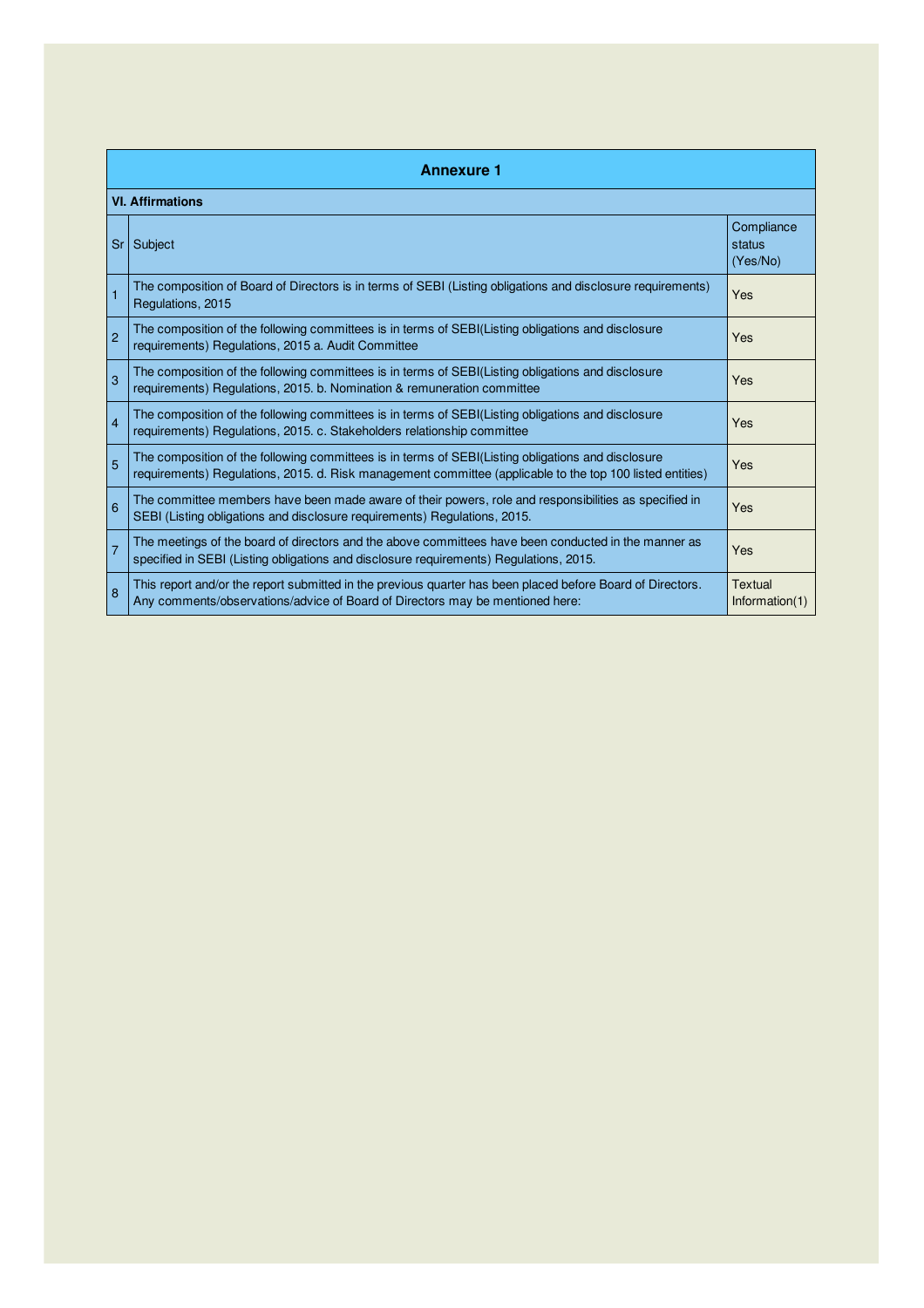## Annexure 1

### VI. Affirmations

| Sr | Subject | Compliance status (Yes/No) |
|---|---|---|
| 1 | The composition of Board of Directors is in terms of SEBI (Listing obligations and disclosure requirements) Regulations, 2015 | Yes |
| 2 | The composition of the following committees is in terms of SEBI(Listing obligations and disclosure requirements) Regulations, 2015 a. Audit Committee | Yes |
| 3 | The composition of the following committees is in terms of SEBI(Listing obligations and disclosure requirements) Regulations, 2015. b. Nomination & remuneration committee | Yes |
| 4 | The composition of the following committees is in terms of SEBI(Listing obligations and disclosure requirements) Regulations, 2015. c. Stakeholders relationship committee | Yes |
| 5 | The composition of the following committees is in terms of SEBI(Listing obligations and disclosure requirements) Regulations, 2015. d. Risk management committee (applicable to the top 100 listed entities) | Yes |
| 6 | The committee members have been made aware of their powers, role and responsibilities as specified in SEBI (Listing obligations and disclosure requirements) Regulations, 2015. | Yes |
| 7 | The meetings of the board of directors and the above committees have been conducted in the manner as specified in SEBI (Listing obligations and disclosure requirements) Regulations, 2015. | Yes |
| 8 | This report and/or the report submitted in the previous quarter has been placed before Board of Directors. Any comments/observations/advice of Board of Directors may be mentioned here: | Textual Information(1) |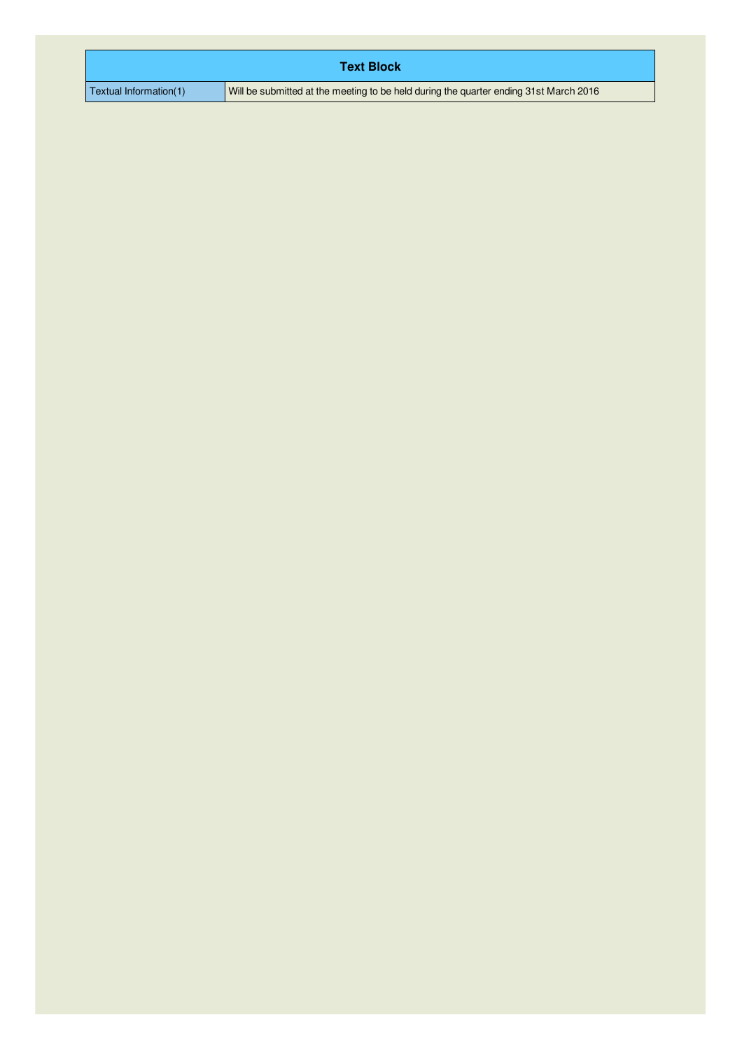| Text Block | |
|---|---|
| Textual Information(1) | Will be submitted at the meeting to be held during the quarter ending 31st March 2016 |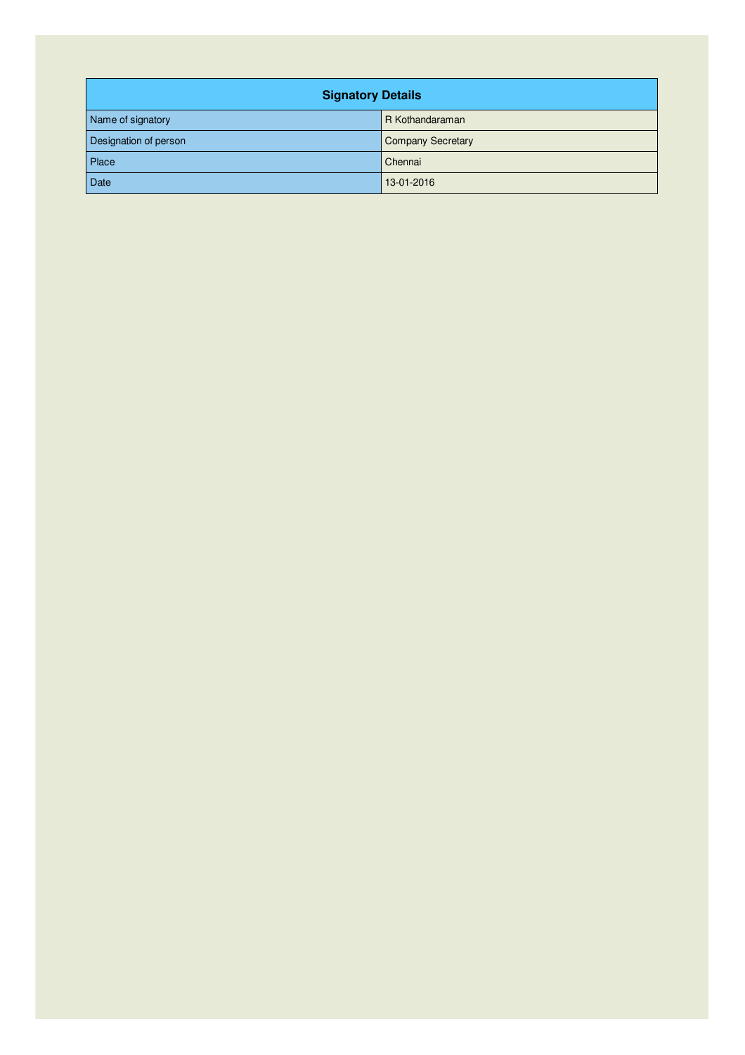| Signatory Details | |
|---|---|
| Name of signatory | R Kothandaraman |
| Designation of person | Company Secretary |
| Place | Chennai |
| Date | 13-01-2016 |